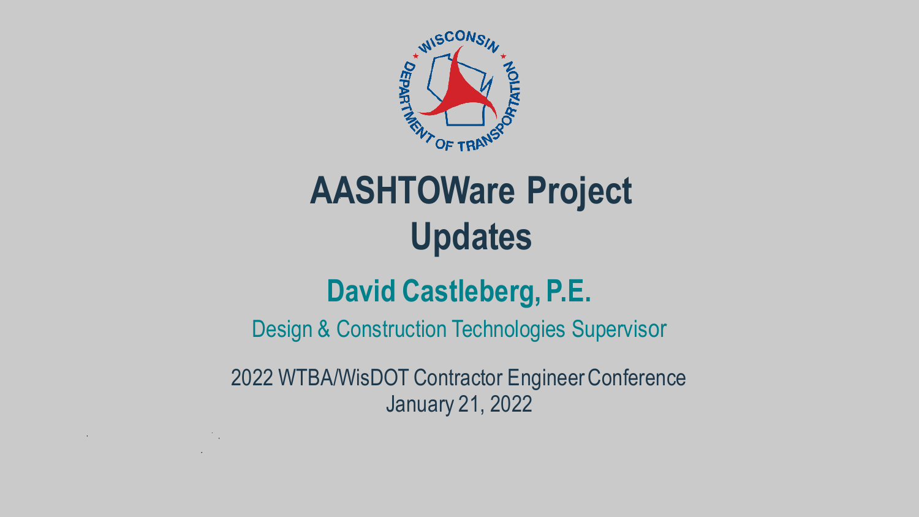# AASHTOWare Project Updates

## David Castleberg, P.E.

Design & Construction Technologies Supervisor

2022 WTBA/WisDOT Contractor Engineer Conference
January 21, 2022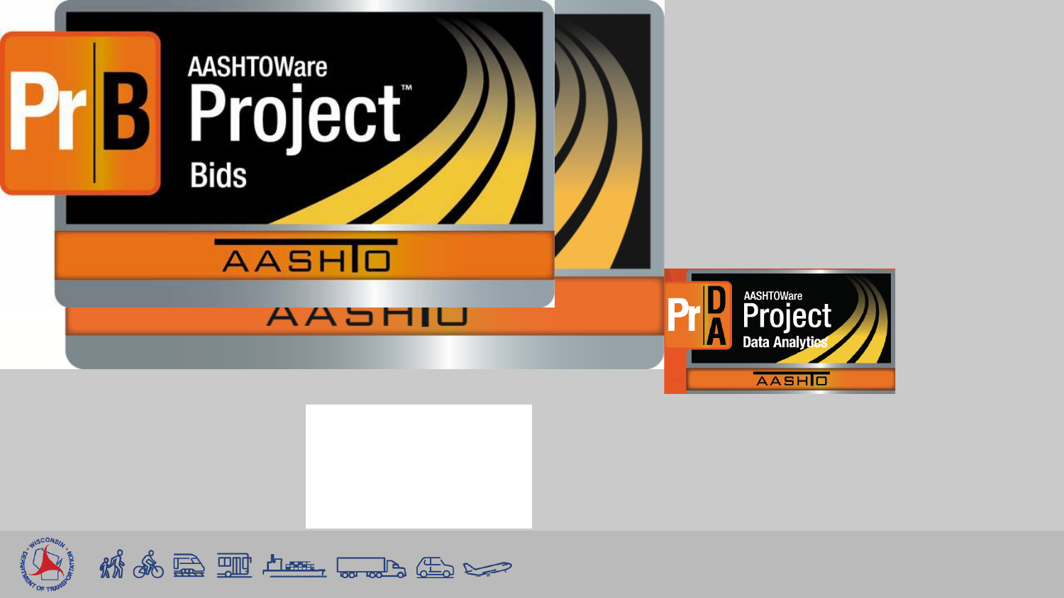AASHTOWare Project™ Bids

AASHTOWare Project Data Analytics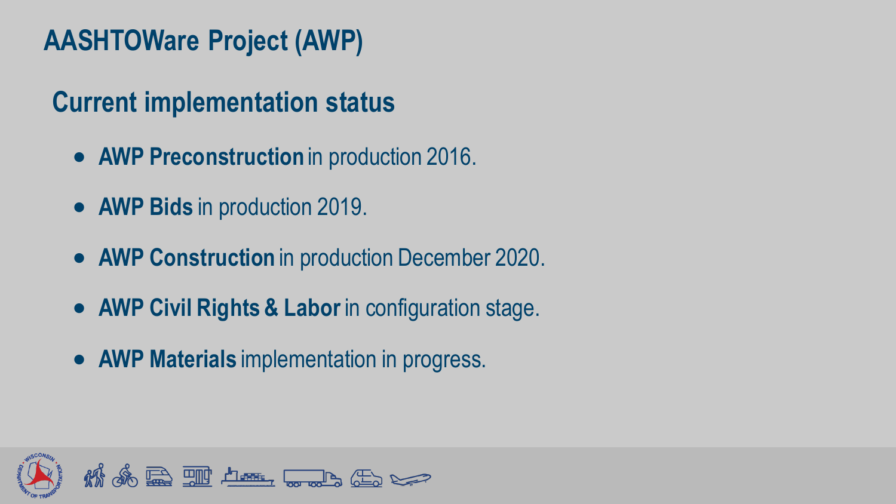# AASHTOWare Project (AWP)

## Current implementation status

- **AWP Preconstruction** in production 2016.
- **AWP Bids** in production 2019.
- **AWP Construction** in production December 2020.
- **AWP Civil Rights & Labor** in configuration stage.
- **AWP Materials** implementation in progress.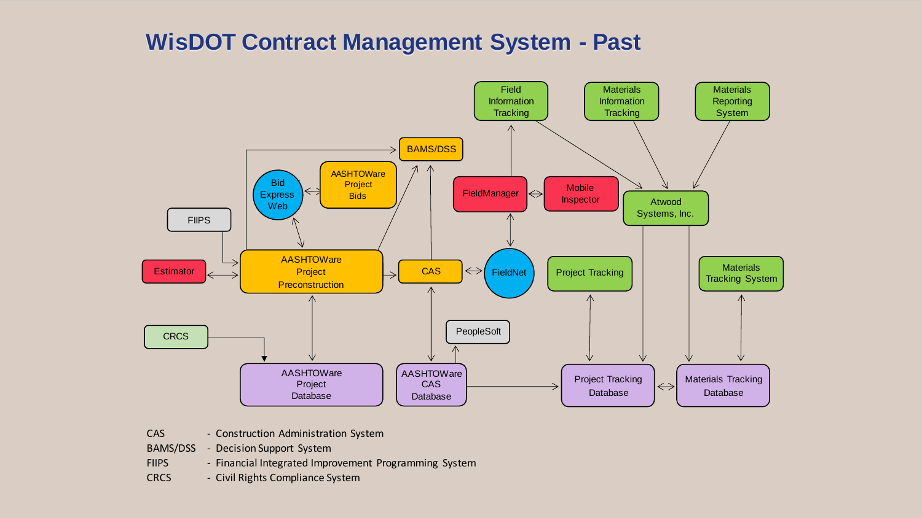# WisDOT Contract Management System - Past

Field Information Tracking

Materials Information Tracking

Materials Reporting System

BAMS/DSS

Bid Express Web

AASHTOWare Project Bids

FieldManager

Mobile Inspector

Atwood Systems, Inc.

FIIPS

Estimator

AASHTOWare Project Preconstruction

CAS

FieldNet

Project Tracking

Materials Tracking System

CRCS

PeopleSoft

AASHTOWare Project Database

AASHTOWare CAS Database

Project Tracking Database

Materials Tracking Database

| | |
|---|---|
| CAS | - Construction Administration System |
| BAMS/DSS | - Decision Support System |
| FIIPS | - Financial Integrated Improvement Programming System |
| CRCS | - Civil Rights Compliance System |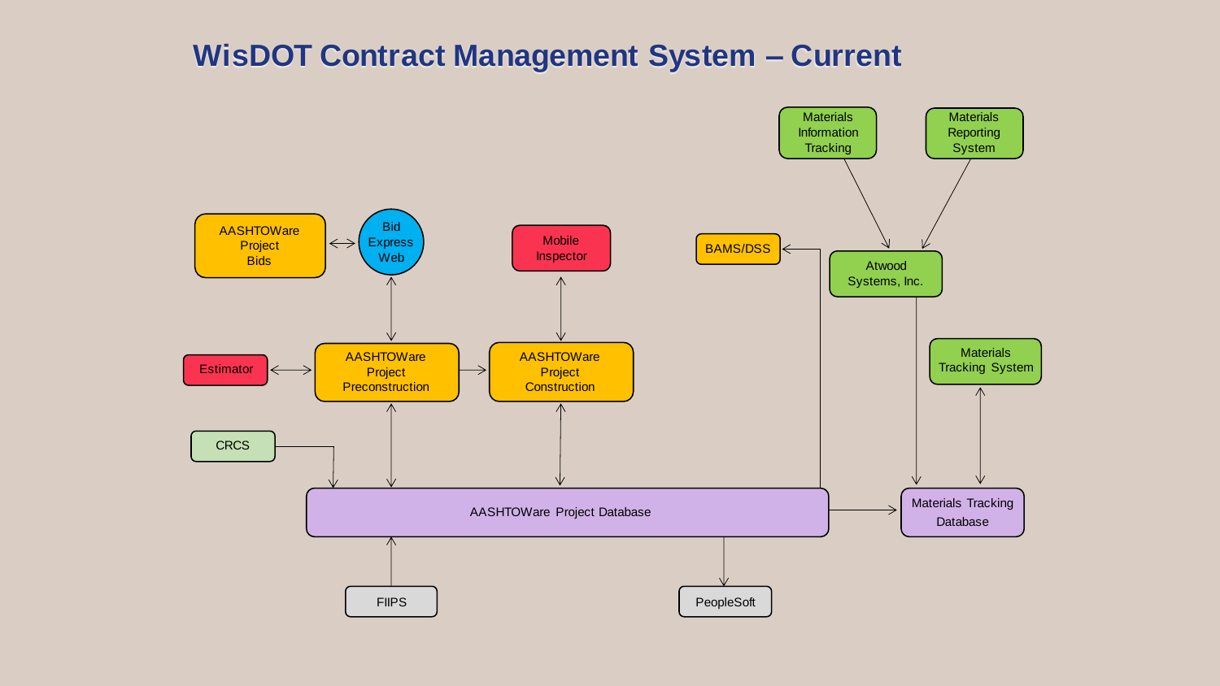# WisDOT Contract Management System – Current

AASHTOWare Project Bids

Bid Express Web

Mobile Inspector

BAMS/DSS

Materials Information Tracking

Materials Reporting System

Atwood Systems, Inc.

Estimator

AASHTOWare Project Preconstruction

AASHTOWare Project Construction

Materials Tracking System

CRCS

AASHTOWare Project Database

Materials Tracking Database

FIIPS

PeopleSoft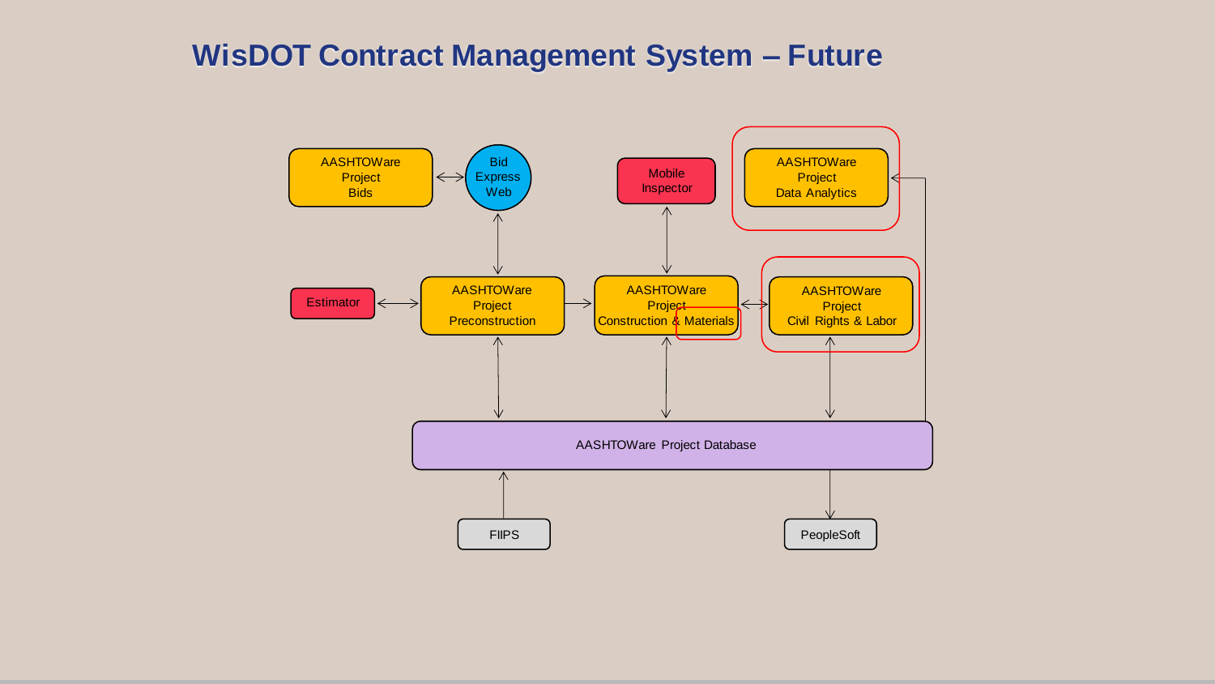# WisDOT Contract Management System – Future

AASHTOWare Project Bids

Bid Express Web

Mobile Inspector

AASHTOWare Project Data Analytics

Estimator

AASHTOWare Project Preconstruction

AASHTOWare Project Construction & Materials

AASHTOWare Project Civil Rights & Labor

AASHTOWare Project Database

FIIPS

PeopleSoft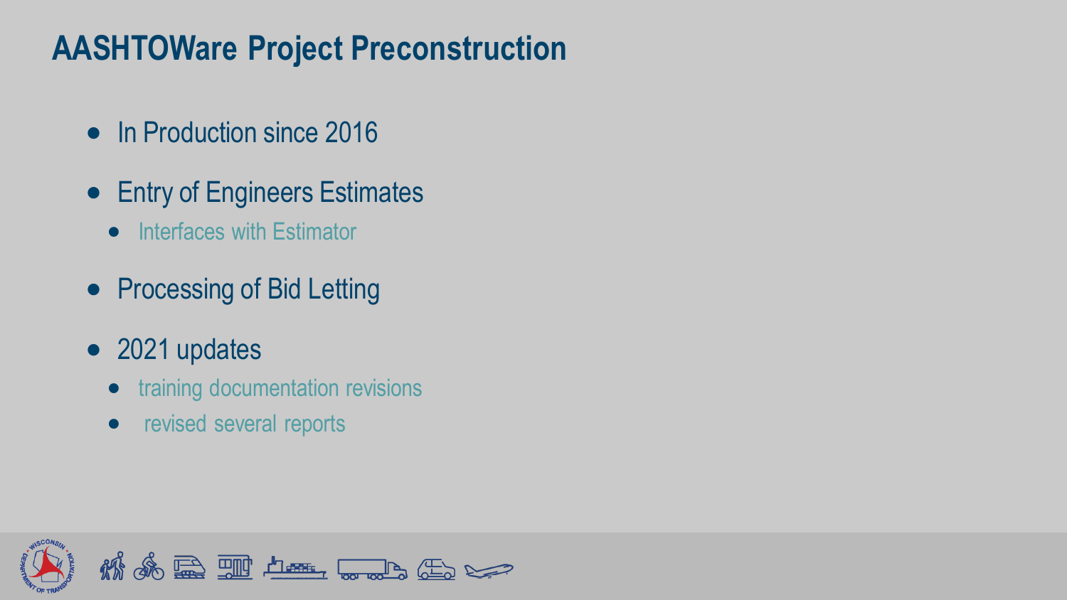# AASHTOWare Project Preconstruction

- In Production since 2016
- Entry of Engineers Estimates
  - Interfaces with Estimator
- Processing of Bid Letting
- 2021 updates
  - training documentation revisions
  - revised several reports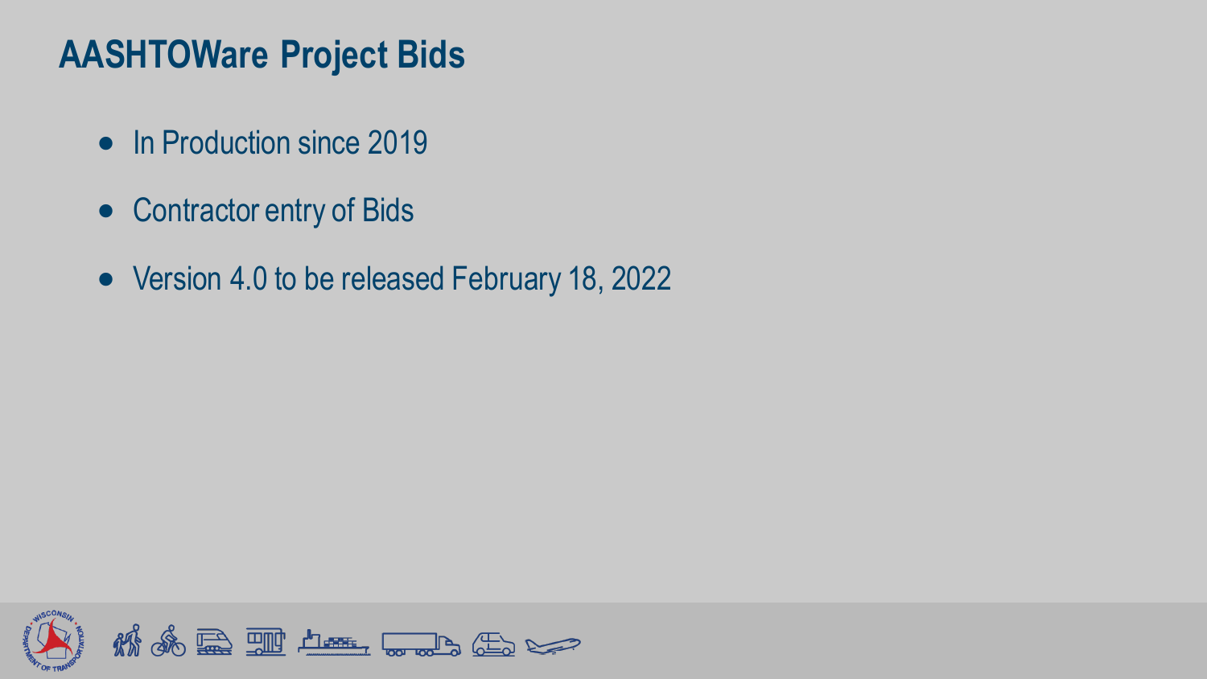# AASHTOWare Project Bids

- In Production since 2019
- Contractor entry of Bids
- Version 4.0 to be released February 18, 2022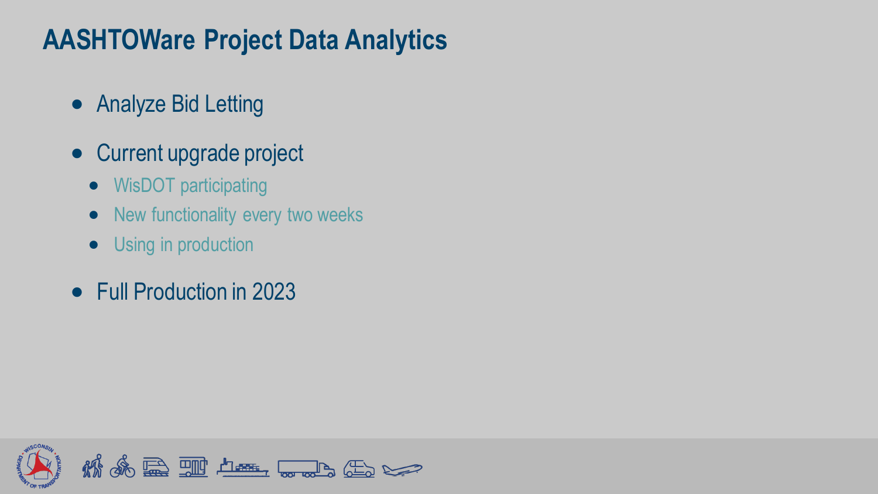# AASHTOWare Project Data Analytics

- Analyze Bid Letting
- Current upgrade project
  - WisDOT participating
  - New functionality every two weeks
  - Using in production
- Full Production in 2023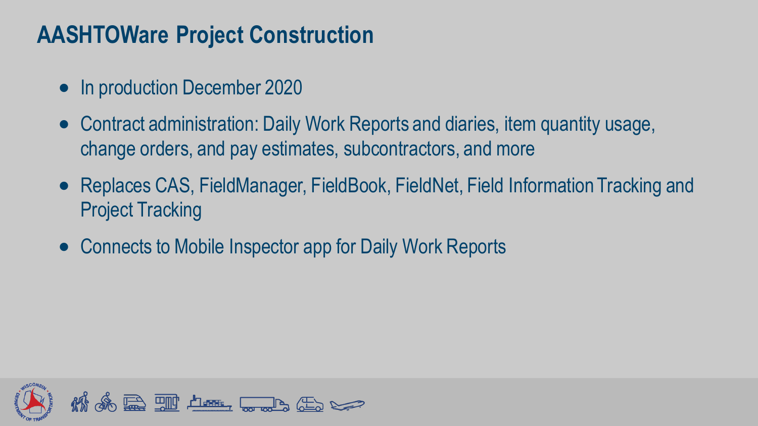# AASHTOWare Project Construction

- In production December 2020
- Contract administration: Daily Work Reports and diaries, item quantity usage, change orders, and pay estimates, subcontractors, and more
- Replaces CAS, FieldManager, FieldBook, FieldNet, Field Information Tracking and Project Tracking
- Connects to Mobile Inspector app for Daily Work Reports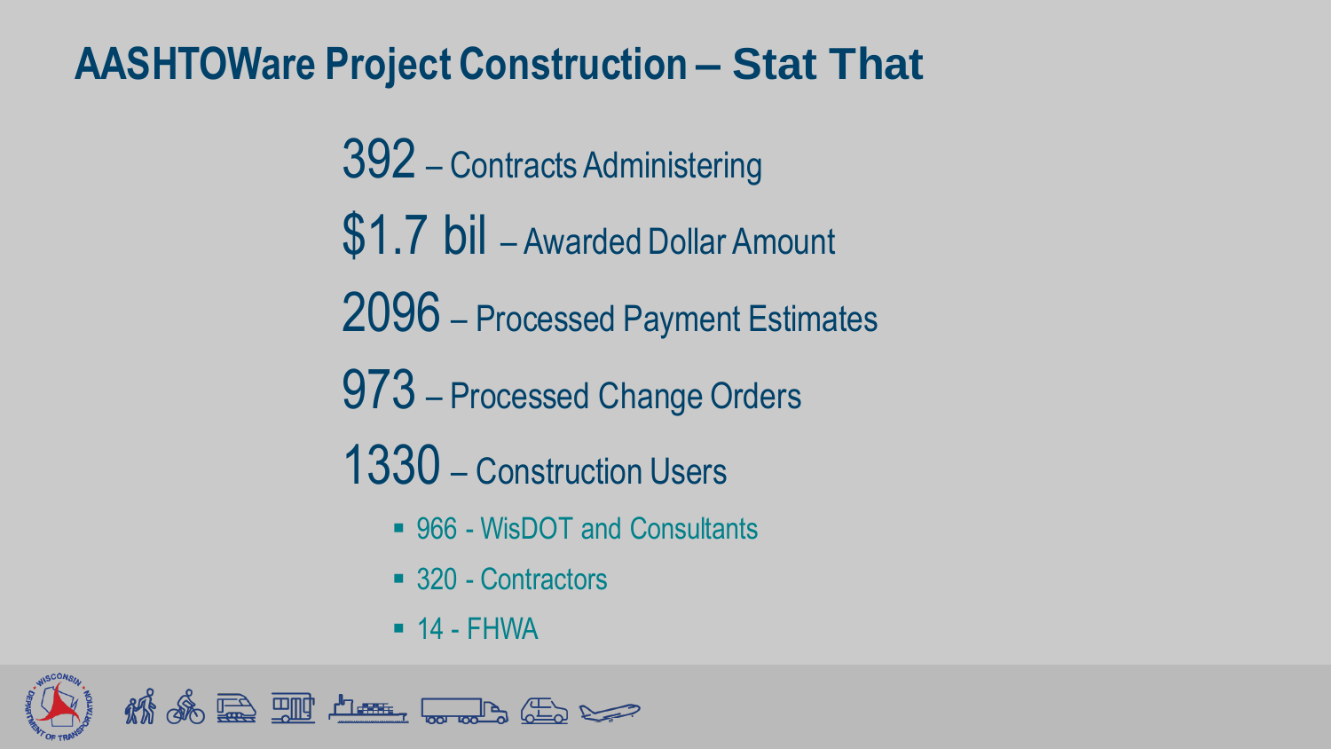# AASHTOWare Project Construction – Stat That

392 – Contracts Administering

$1.7 bil – Awarded Dollar Amount

2096 – Processed Payment Estimates

973 – Processed Change Orders

1330 – Construction Users

- 966 - WisDOT and Consultants
- 320 - Contractors
- 14 - FHWA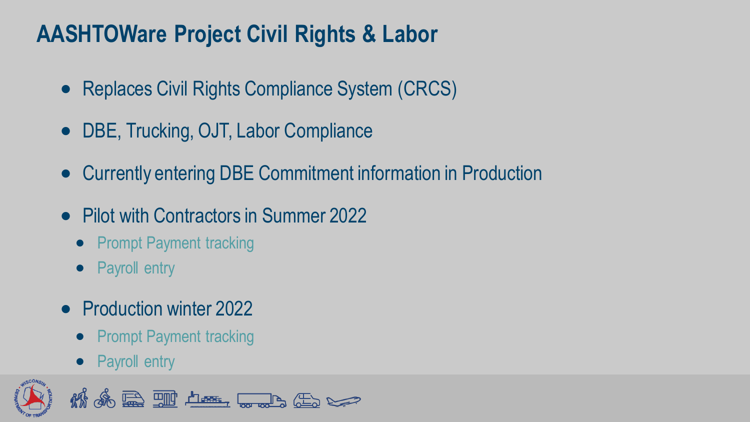# AASHTOWare Project Civil Rights & Labor

- Replaces Civil Rights Compliance System (CRCS)
- DBE, Trucking, OJT, Labor Compliance
- Currently entering DBE Commitment information in Production
- Pilot with Contractors in Summer 2022
  - Prompt Payment tracking
  - Payroll entry
- Production winter 2022
  - Prompt Payment tracking
  - Payroll entry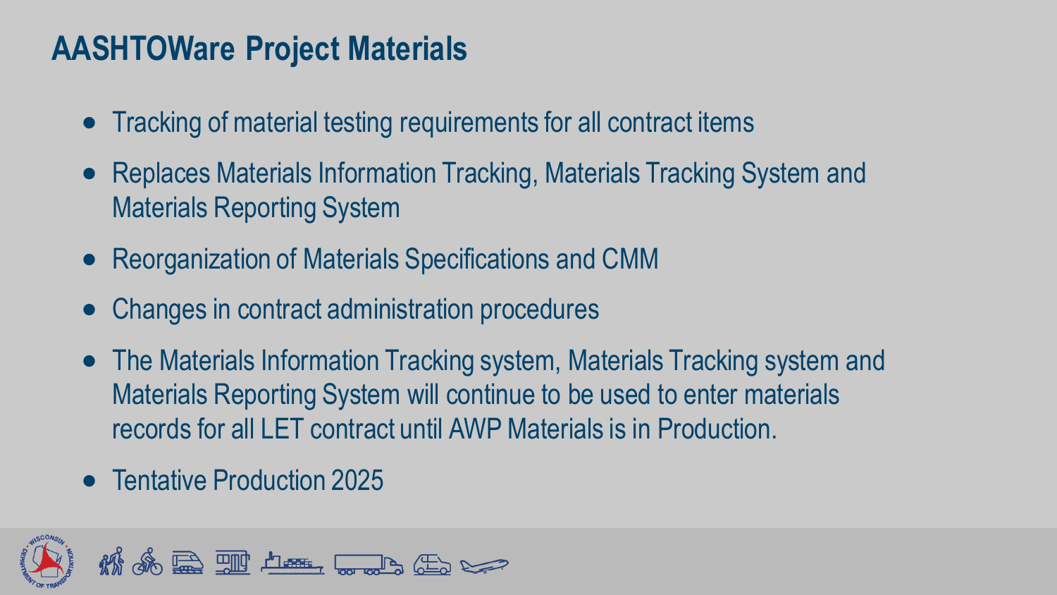# AASHTOWare Project Materials

- Tracking of material testing requirements for all contract items
- Replaces Materials Information Tracking, Materials Tracking System and Materials Reporting System
- Reorganization of Materials Specifications and CMM
- Changes in contract administration procedures
- The Materials Information Tracking system, Materials Tracking system and Materials Reporting System will continue to be used to enter materials records for all LET contract until AWP Materials is in Production.
- Tentative Production 2025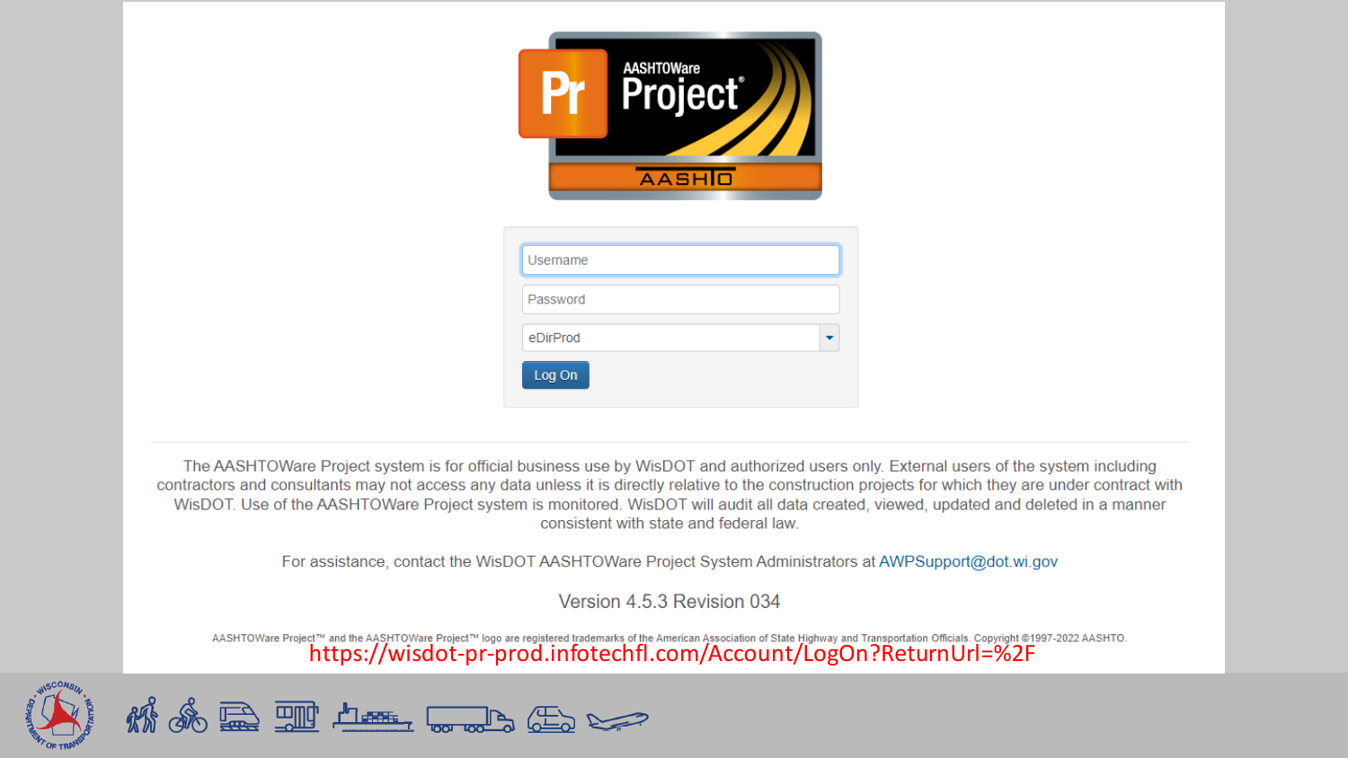AASHTOWare Project®

AASHTO

Username

Password

eDirProd

Log On

The AASHTOWare Project system is for official business use by WisDOT and authorized users only. External users of the system including contractors and consultants may not access any data unless it is directly relative to the construction projects for which they are under contract with WisDOT. Use of the AASHTOWare Project system is monitored. WisDOT will audit all data created, viewed, updated and deleted in a manner consistent with state and federal law.

For assistance, contact the WisDOT AASHTOWare Project System Administrators at AWPSupport@dot.wi.gov

Version 4.5.3 Revision 034

AASHTOWare Project™ and the AASHTOWare Project™ logo are registered trademarks of the American Association of State Highway and Transportation Officials. Copyright ©1997-2022 AASHTO.

https://wisdot-pr-prod.infotechfl.com/Account/LogOn?ReturnUrl=%2F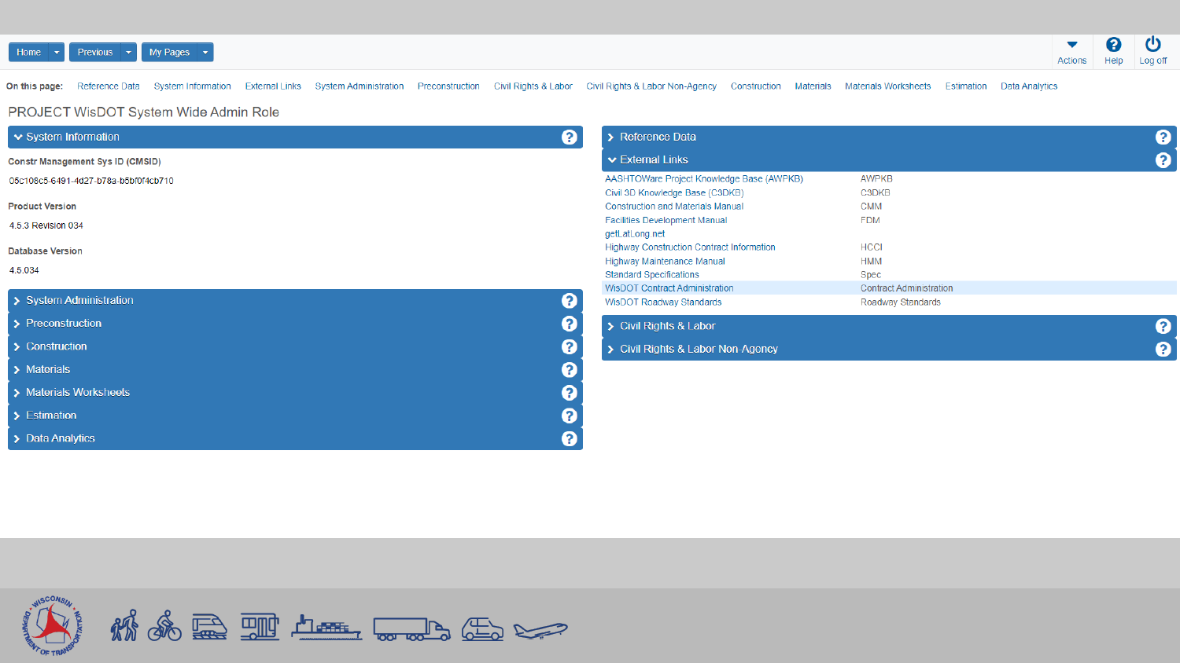Home | Previous | My Pages

Actions | Help | Log off

**On this page:** Reference Data | System Information | External Links | System Administration | Preconstruction | Civil Rights & Labor | Civil Rights & Labor Non-Agency | Construction | Materials | Materials Worksheets | Estimation | Data Analytics

# PROJECT WisDOT System Wide Admin Role

## System Information

**Constr Management Sys ID (CMSID)**

05c108c5-6491-4d27-b78a-b5bf0f4cb710

**Product Version**

4.5.3 Revision 034

**Database Version**

4.5.034

## System Administration

## Preconstruction

## Construction

## Materials

## Materials Worksheets

## Estimation

## Data Analytics

## Reference Data

## External Links

| | |
|---|---|
| AASHTOWare Project Knowledge Base (AWPKB) | AWPKB |
| Civil 3D Knowledge Base (C3DKB) | C3DKB |
| Construction and Materials Manual | CMM |
| Facilities Development Manual | FDM |
| getLatLong.net | |
| Highway Construction Contract Information | HCCI |
| Highway Maintenance Manual | HMM |
| Standard Specifications | Spec |
| WisDOT Contract Administration | Contract Administration |
| WisDOT Roadway Standards | Roadway Standards |

## Civil Rights & Labor

## Civil Rights & Labor Non-Agency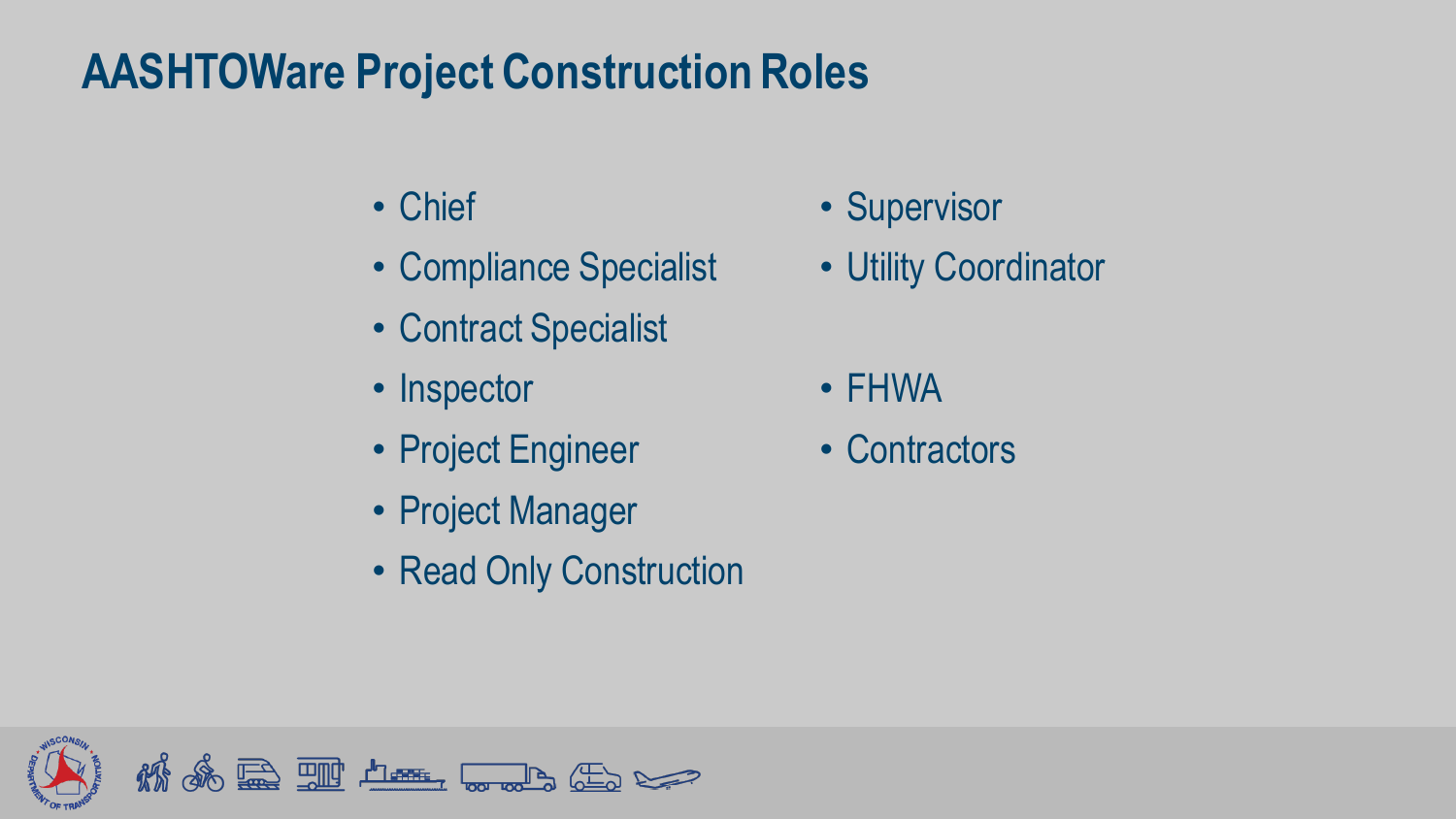# AASHTOWare Project Construction Roles

- Chief
- Compliance Specialist
- Contract Specialist
- Inspector
- Project Engineer
- Project Manager
- Read Only Construction
- Supervisor
- Utility Coordinator

- FHWA
- Contractors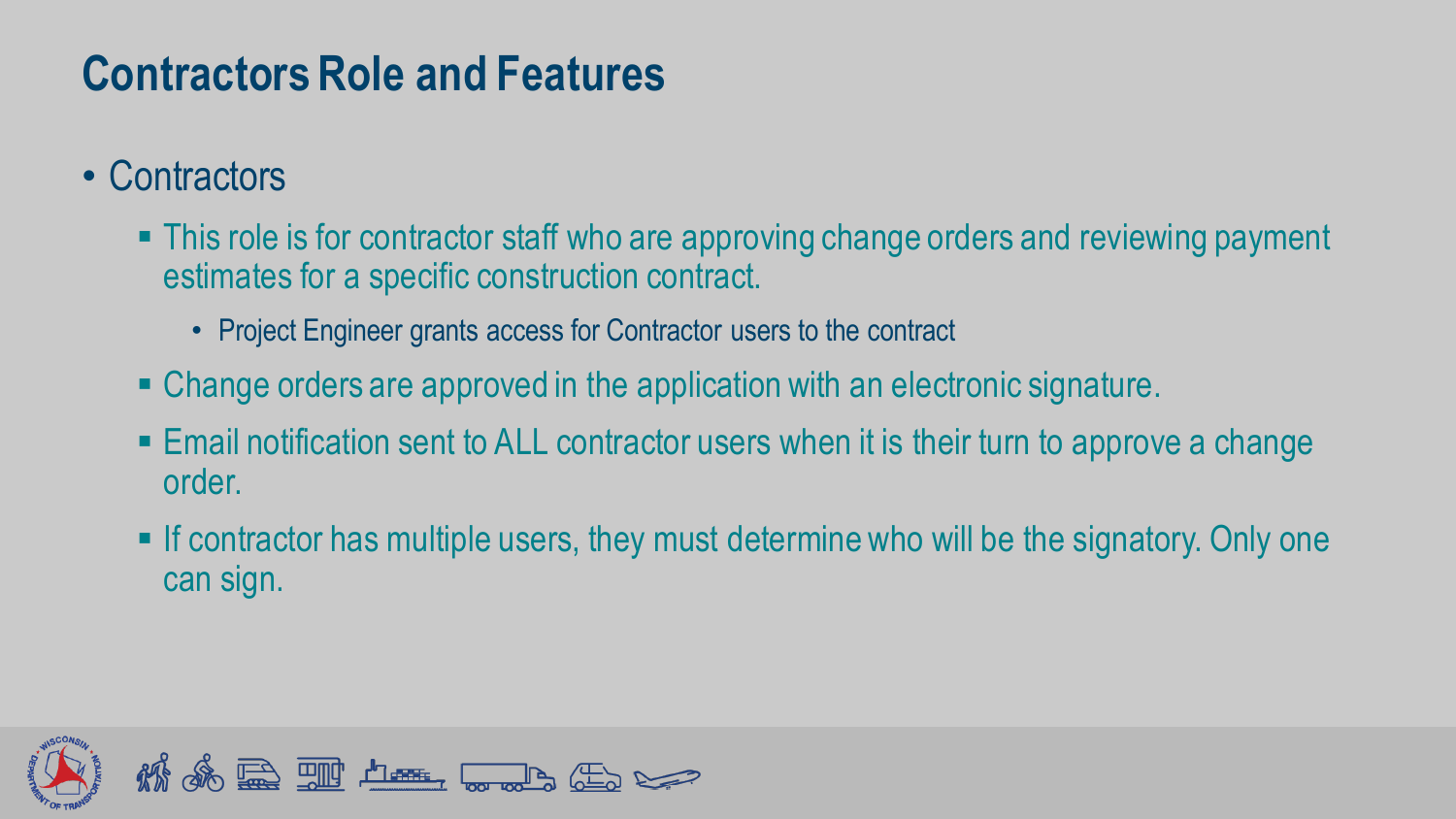# Contractors Role and Features

- Contractors
  - This role is for contractor staff who are approving change orders and reviewing payment estimates for a specific construction contract.
    - Project Engineer grants access for Contractor users to the contract
  - Change orders are approved in the application with an electronic signature.
  - Email notification sent to ALL contractor users when it is their turn to approve a change order.
  - If contractor has multiple users, they must determine who will be the signatory. Only one can sign.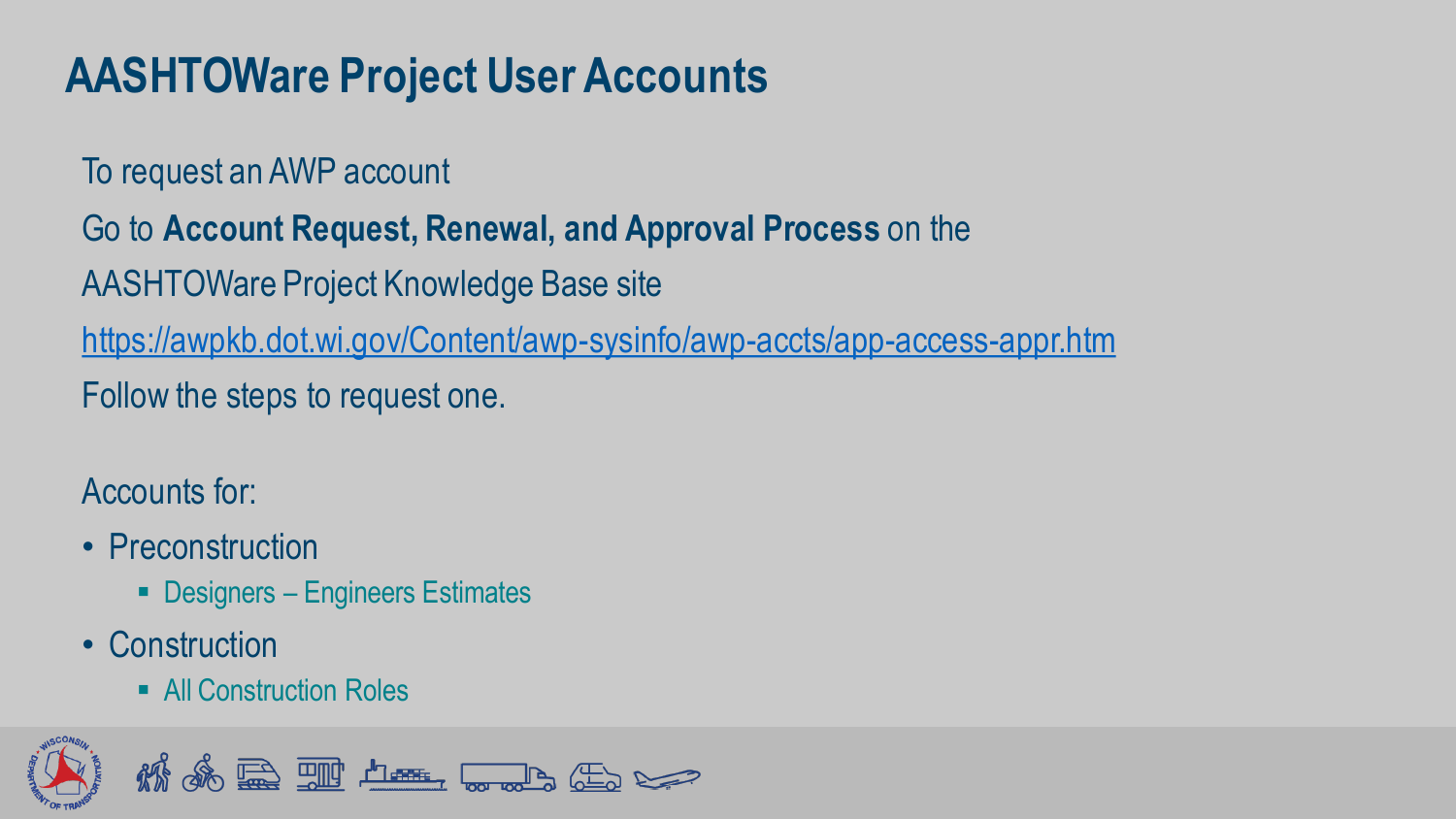# AASHTOWare Project User Accounts

To request an AWP account

Go to **Account Request, Renewal, and Approval Process** on the

AASHTOWare Project Knowledge Base site

https://awpkb.dot.wi.gov/Content/awp-sysinfo/awp-accts/app-access-appr.htm

Follow the steps to request one.

Accounts for:

- Preconstruction
  - Designers – Engineers Estimates
- Construction
  - All Construction Roles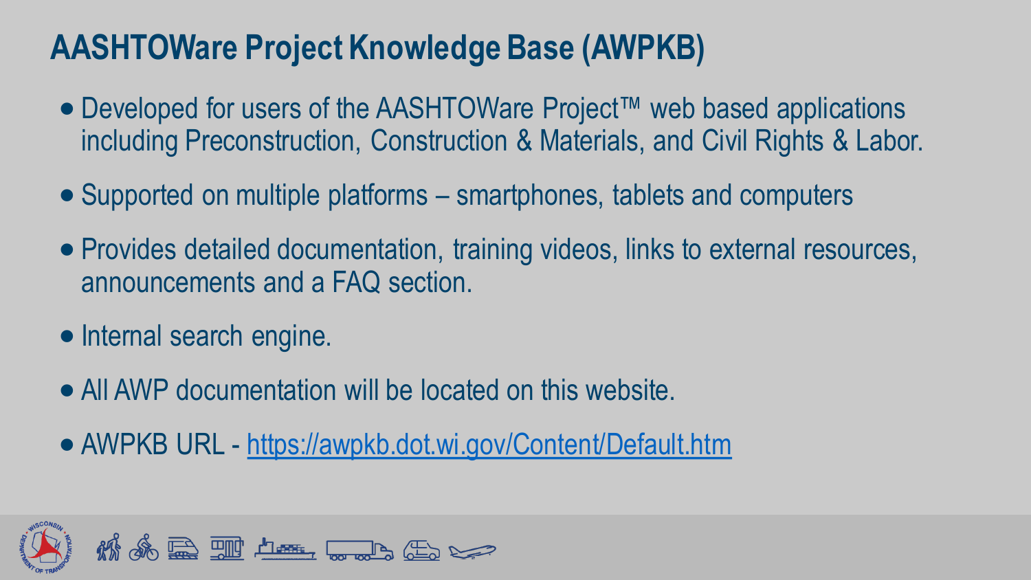# AASHTOWare Project Knowledge Base (AWPKB)

- Developed for users of the AASHTOWare Project™ web based applications including Preconstruction, Construction & Materials, and Civil Rights & Labor.
- Supported on multiple platforms – smartphones, tablets and computers
- Provides detailed documentation, training videos, links to external resources, announcements and a FAQ section.
- Internal search engine.
- All AWP documentation will be located on this website.
- AWPKB URL - [https://awpkb.dot.wi.gov/Content/Default.htm](https://awpkb.dot.wi.gov/Content/Default.htm)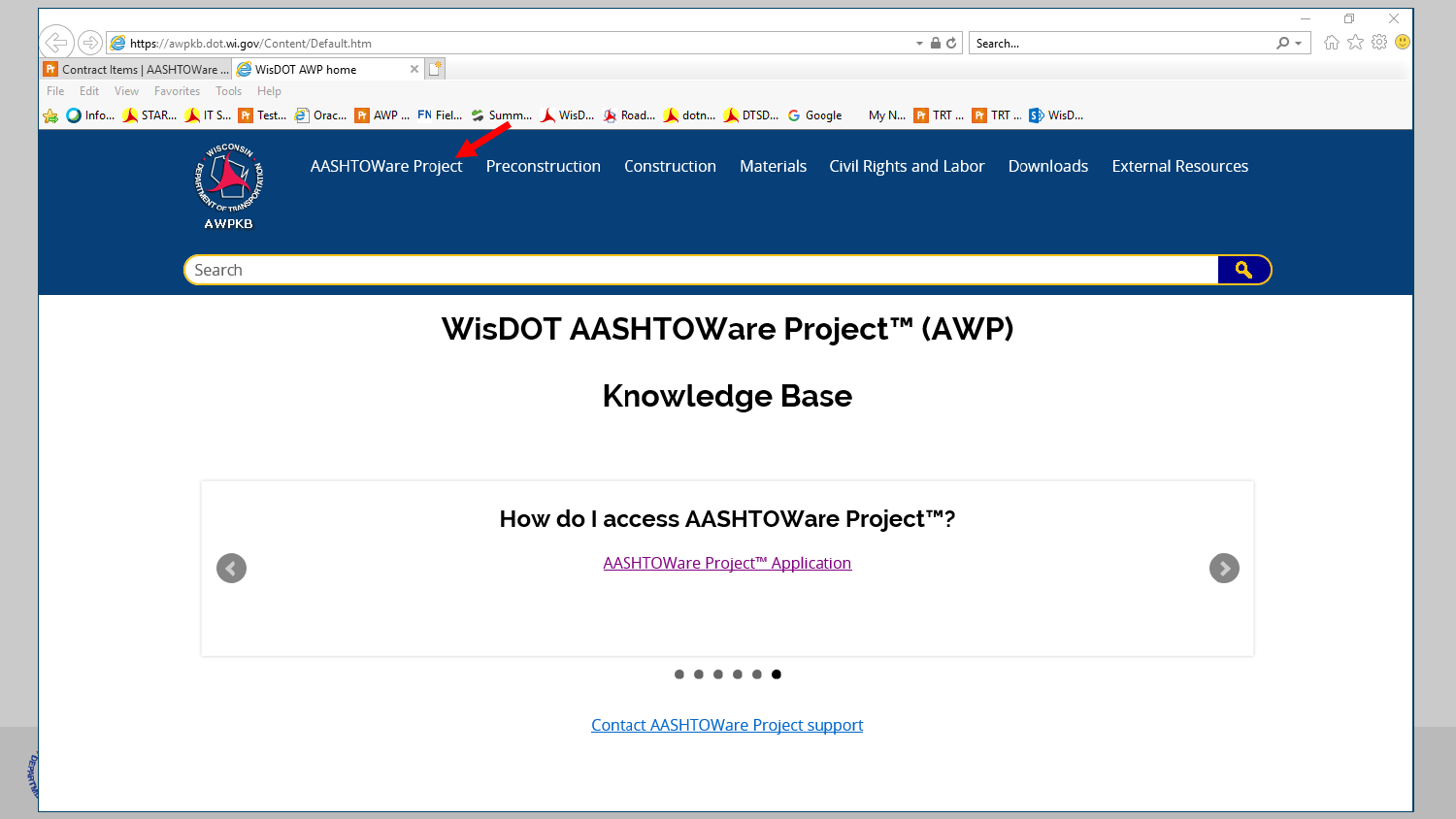AASHTOWare Project | Preconstruction | Construction | Materials | Civil Rights and Labor | Downloads | External Resources

AWPKB

Search

# WisDOT AASHTOWare Project™ (AWP)

# Knowledge Base

## How do I access AASHTOWare Project™?

AASHTOWare Project™ Application

Contact AASHTOWare Project support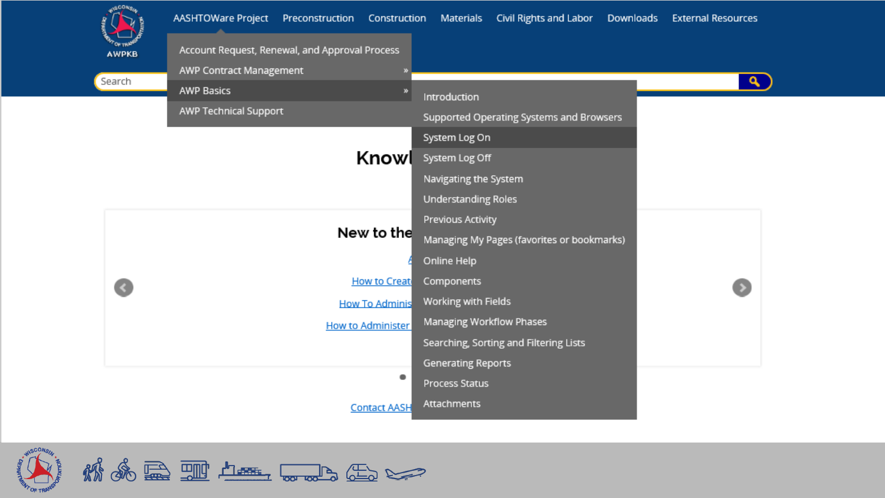AWPKB

AASHTOWare Project | Preconstruction | Construction | Materials | Civil Rights and Labor | Downloads | External Resources

- Account Request, Renewal, and Approval Process
- AWP Contract Management »
- AWP Basics »
  - Introduction
  - Supported Operating Systems and Browsers
  - System Log On
  - System Log Off
  - Navigating the System
  - Understanding Roles
  - Previous Activity
  - Managing My Pages (favorites or bookmarks)
  - Online Help
  - Components
  - Working with Fields
  - Managing Workflow Phases
  - Searching, Sorting and Filtering Lists
  - Generating Reports
  - Process Status
  - Attachments
- AWP Technical Support

Search

# Knowl

## New to the

How to Creat

How To Adminis

How to Administer

Contact AASH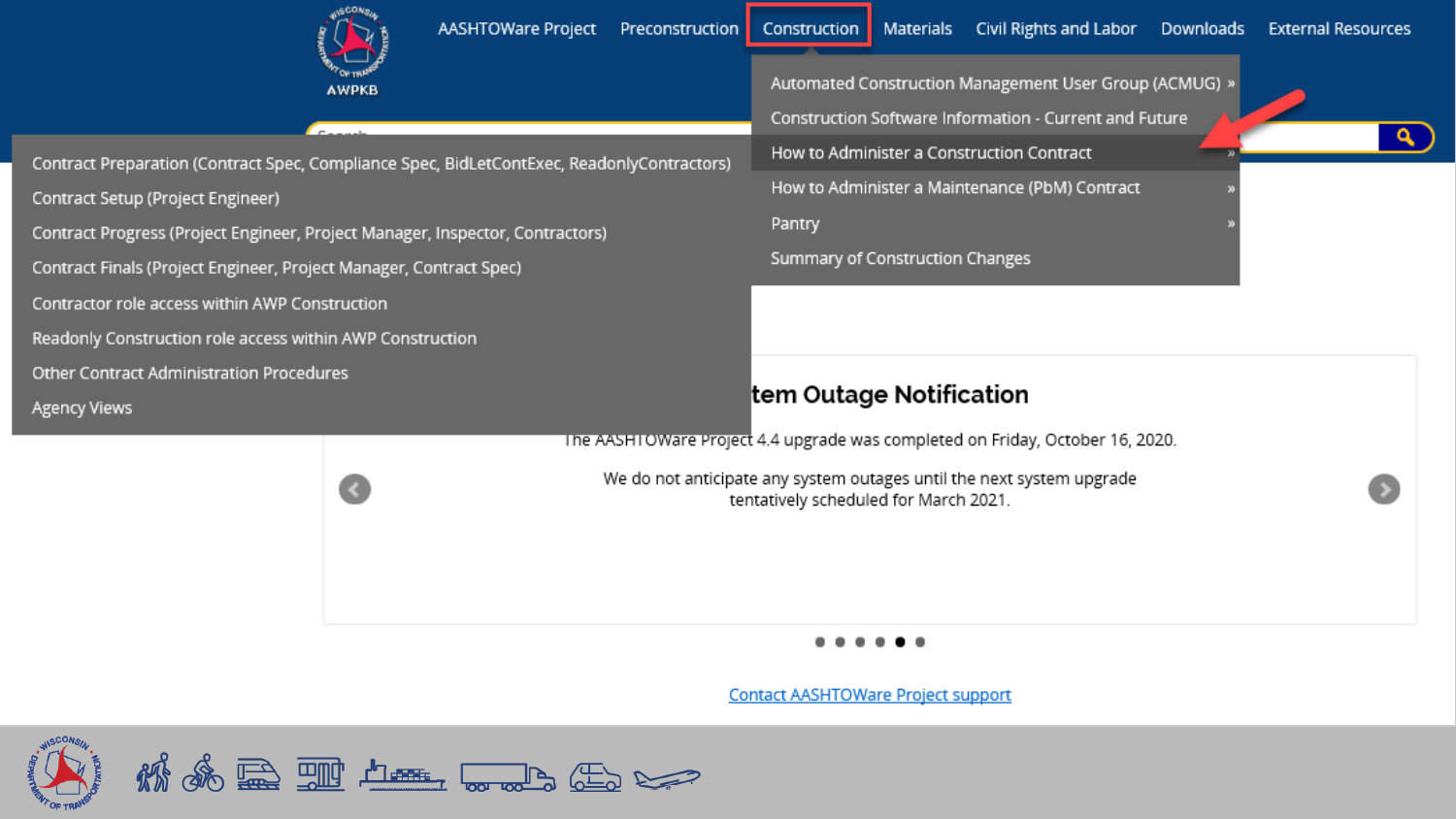AWPKB

AASHTOWare Project | Preconstruction | Construction | Materials | Civil Rights and Labor | Downloads | External Resources

- Automated Construction Management User Group (ACMUG) »
- Construction Software Information - Current and Future
- How to Administer a Construction Contract »
- How to Administer a Maintenance (PbM) Contract »
- Pantry »
- Summary of Construction Changes

- Contract Preparation (Contract Spec, Compliance Spec, BidLetContExec, ReadonlyContractors)
- Contract Setup (Project Engineer)
- Contract Progress (Project Engineer, Project Manager, Inspector, Contractors)
- Contract Finals (Project Engineer, Project Manager, Contract Spec)
- Contractor role access within AWP Construction
- Readonly Construction role access within AWP Construction
- Other Contract Administration Procedures
- Agency Views

## tem Outage Notification

The AASHTOWare Project 4.4 upgrade was completed on Friday, October 16, 2020.

We do not anticipate any system outages until the next system upgrade tentatively scheduled for March 2021.

Contact AASHTOWare Project support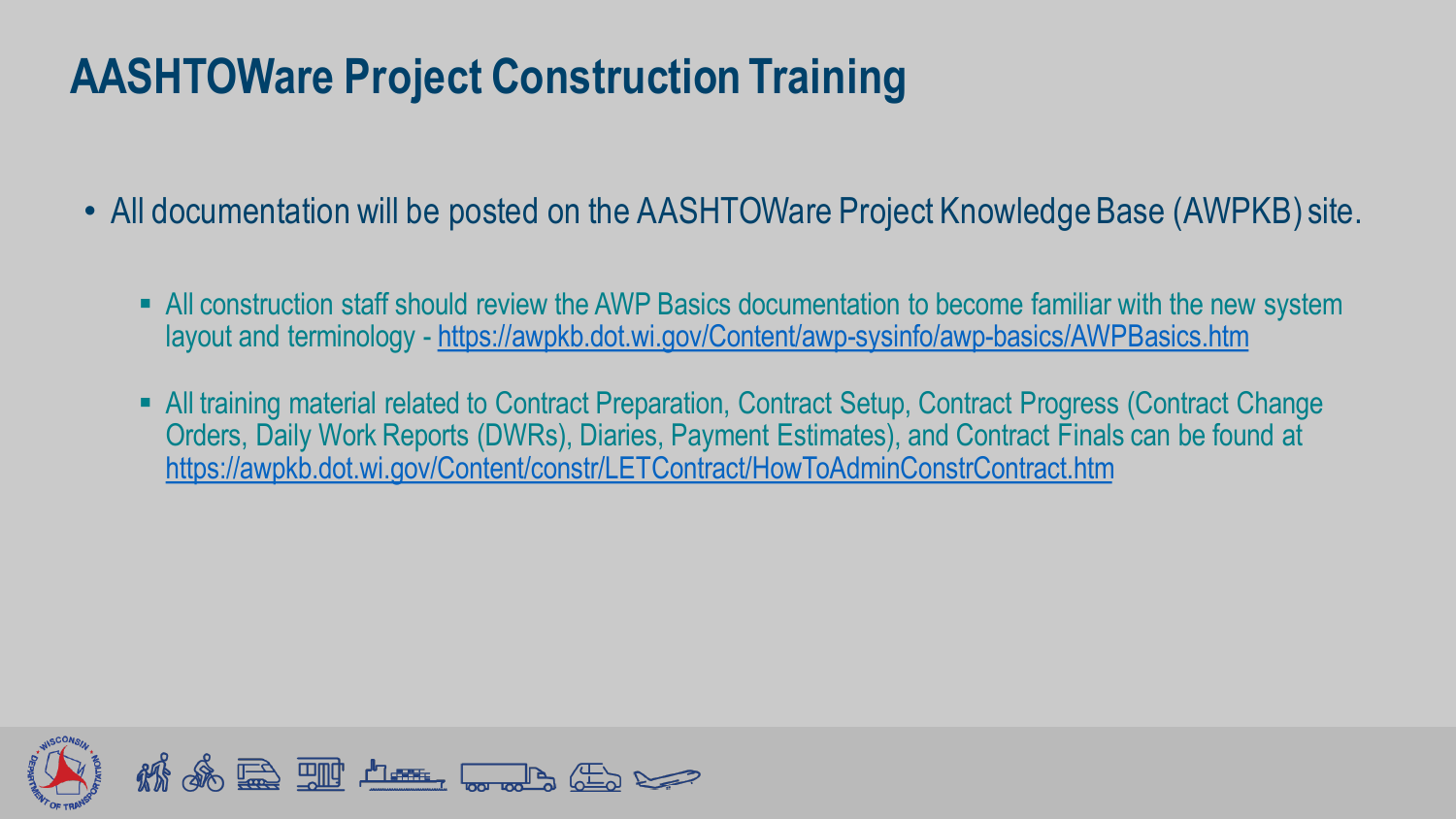# AASHTOWare Project Construction Training

- All documentation will be posted on the AASHTOWare Project Knowledge Base (AWPKB) site.
  - All construction staff should review the AWP Basics documentation to become familiar with the new system layout and terminology - https://awpkb.dot.wi.gov/Content/awp-sysinfo/awp-basics/AWPBasics.htm
  - All training material related to Contract Preparation, Contract Setup, Contract Progress (Contract Change Orders, Daily Work Reports (DWRs), Diaries, Payment Estimates), and Contract Finals can be found at https://awpkb.dot.wi.gov/Content/constr/LETContract/HowToAdminConstrContract.htm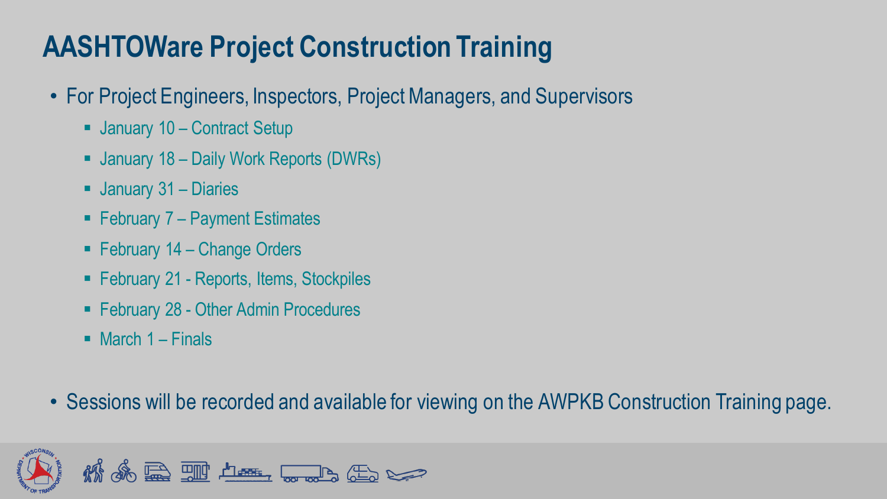# AASHTOWare Project Construction Training

- For Project Engineers, Inspectors, Project Managers, and Supervisors
  - January 10 – Contract Setup
  - January 18 – Daily Work Reports (DWRs)
  - January 31 – Diaries
  - February 7 – Payment Estimates
  - February 14 – Change Orders
  - February 21 - Reports, Items, Stockpiles
  - February 28 - Other Admin Procedures
  - March 1 – Finals

- Sessions will be recorded and available for viewing on the AWPKB Construction Training page.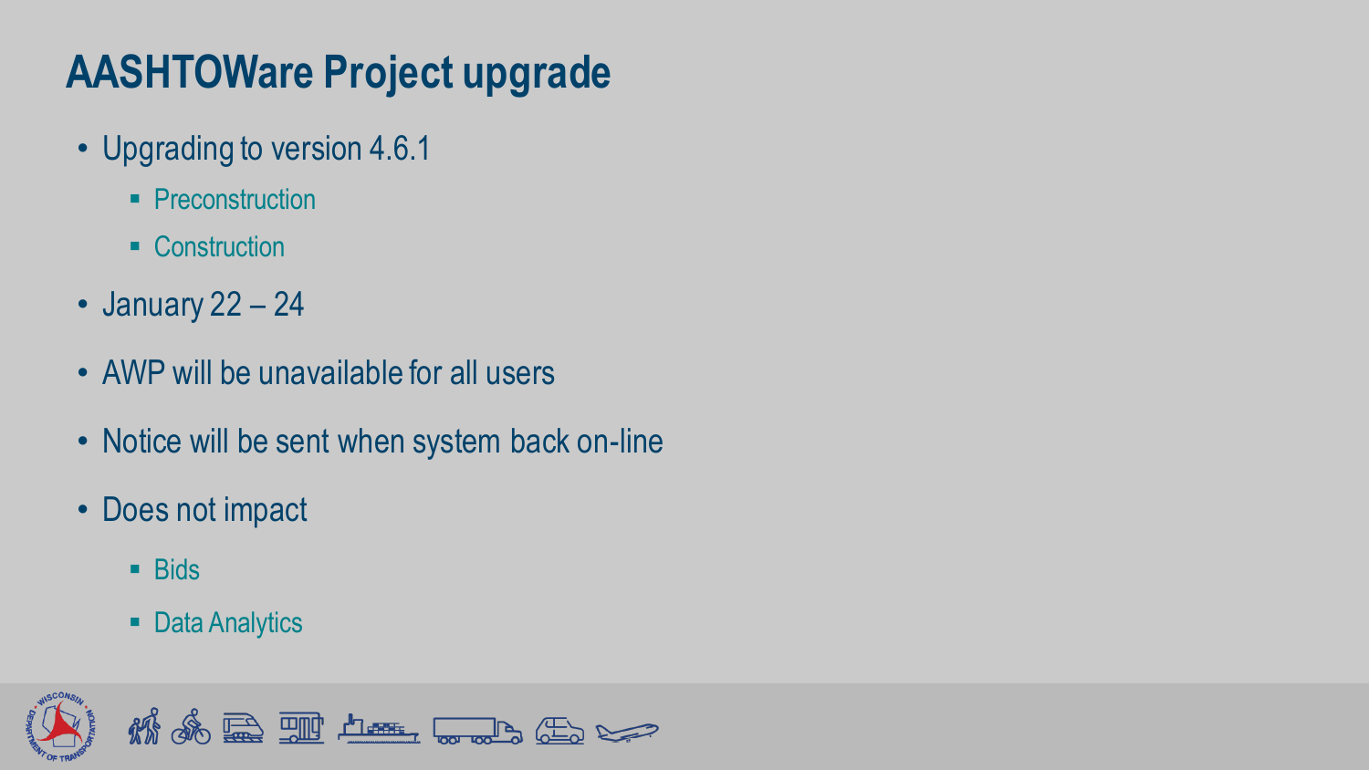# AASHTOWare Project upgrade

- Upgrading to version 4.6.1
  - Preconstruction
  - Construction
- January 22 – 24
- AWP will be unavailable for all users
- Notice will be sent when system back on-line
- Does not impact
  - Bids
  - Data Analytics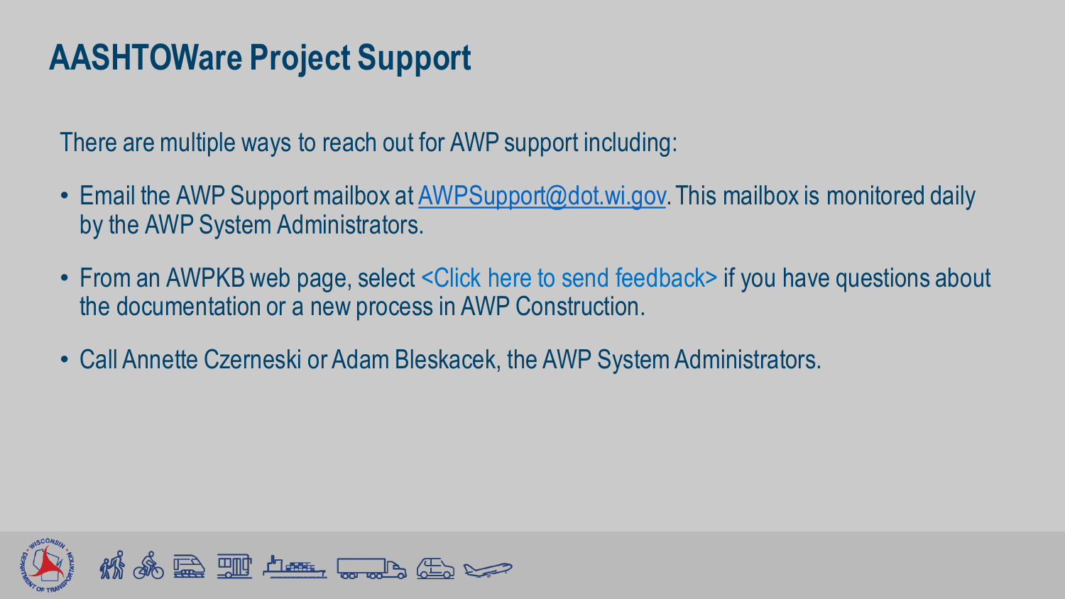# AASHTOWare Project Support

There are multiple ways to reach out for AWP support including:

- Email the AWP Support mailbox at AWPSupport@dot.wi.gov. This mailbox is monitored daily by the AWP System Administrators.
- From an AWPKB web page, select <Click here to send feedback> if you have questions about the documentation or a new process in AWP Construction.
- Call Annette Czerneski or Adam Bleskacek, the AWP System Administrators.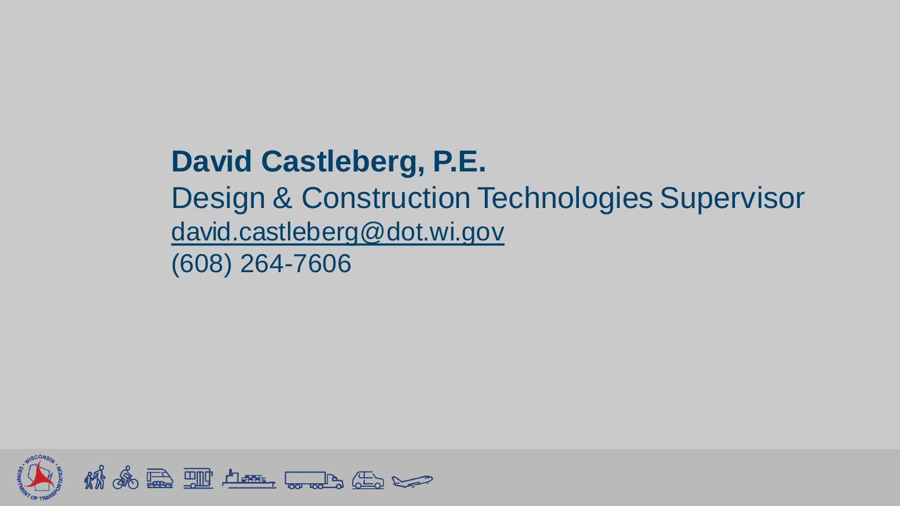**David Castleberg, P.E.**

Design & Construction Technologies Supervisor

david.castleberg@dot.wi.gov

(608) 264-7606